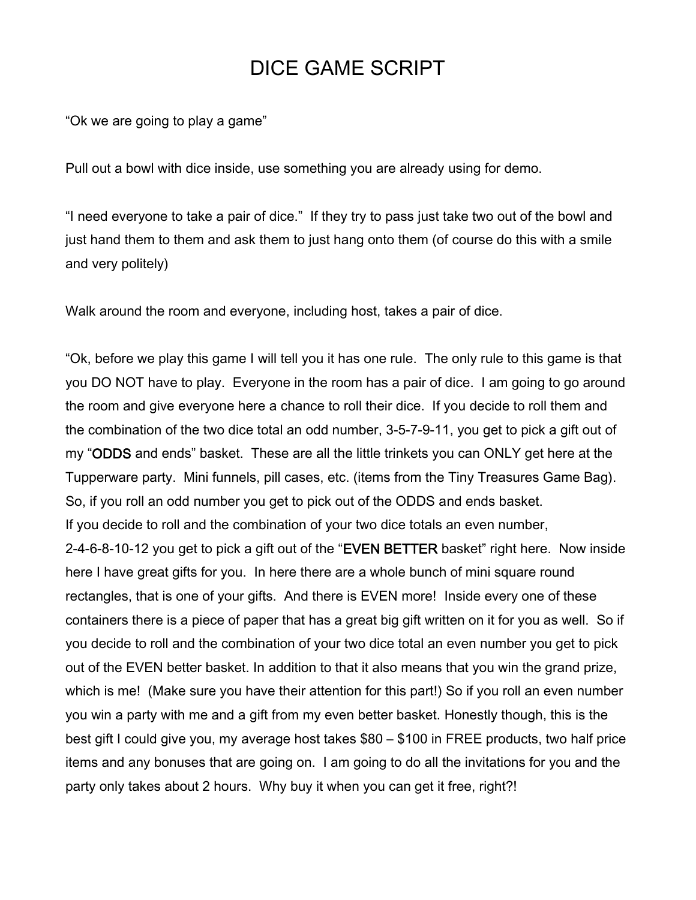# DICE GAME SCRIPT

"Ok we are going to play a game"

Pull out a bowl with dice inside, use something you are already using for demo.

"I need everyone to take a pair of dice." If they try to pass just take two out of the bowl and just hand them to them and ask them to just hang onto them (of course do this with a smile and very politely)

Walk around the room and everyone, including host, takes a pair of dice.

"Ok, before we play this game I will tell you it has one rule. The only rule to this game is that you DO NOT have to play. Everyone in the room has a pair of dice. I am going to go around the room and give everyone here a chance to roll their dice. If you decide to roll them and the combination of the two dice total an odd number, 3-5-7-9-11, you get to pick a gift out of my "ODDS and ends" basket. These are all the little trinkets you can ONLY get here at the Tupperware party. Mini funnels, pill cases, etc. (items from the Tiny Treasures Game Bag). So, if you roll an odd number you get to pick out of the ODDS and ends basket.
If you decide to roll and the combination of your two dice totals an even number, 2-4-6-8-10-12 you get to pick a gift out of the "EVEN BETTER basket" right here. Now inside here I have great gifts for you. In here there are a whole bunch of mini square round rectangles, that is one of your gifts. And there is EVEN more! Inside every one of these containers there is a piece of paper that has a great big gift written on it for you as well. So if you decide to roll and the combination of your two dice total an even number you get to pick out of the EVEN better basket. In addition to that it also means that you win the grand prize, which is me! (Make sure you have their attention for this part!) So if you roll an even number you win a party with me and a gift from my even better basket. Honestly though, this is the best gift I could give you, my average host takes $80 – $100 in FREE products, two half price items and any bonuses that are going on. I am going to do all the invitations for you and the party only takes about 2 hours. Why buy it when you can get it free, right?!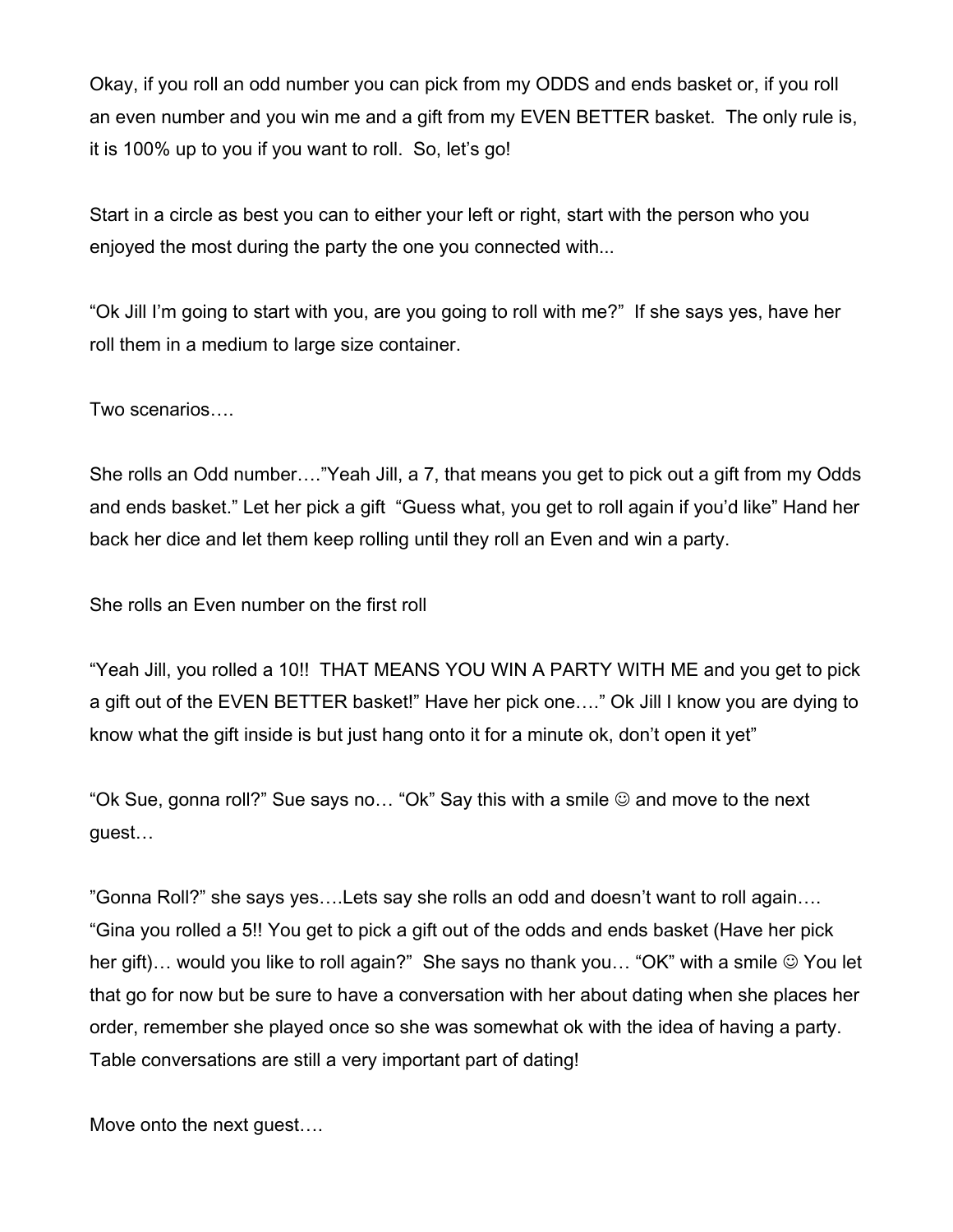Okay, if you roll an odd number you can pick from my ODDS and ends basket or, if you roll an even number and you win me and a gift from my EVEN BETTER basket. The only rule is, it is 100% up to you if you want to roll. So, let's go!

Start in a circle as best you can to either your left or right, start with the person who you enjoyed the most during the party the one you connected with...

"Ok Jill I'm going to start with you, are you going to roll with me?" If she says yes, have her roll them in a medium to large size container.

Two scenarios….

She rolls an Odd number…."Yeah Jill, a 7, that means you get to pick out a gift from my Odds and ends basket." Let her pick a gift "Guess what, you get to roll again if you'd like" Hand her back her dice and let them keep rolling until they roll an Even and win a party.

She rolls an Even number on the first roll

"Yeah Jill, you rolled a 10!! THAT MEANS YOU WIN A PARTY WITH ME and you get to pick a gift out of the EVEN BETTER basket!" Have her pick one…." Ok Jill I know you are dying to know what the gift inside is but just hang onto it for a minute ok, don't open it yet"

"Ok Sue, gonna roll?" Sue says no… "Ok" Say this with a smile ☺ and move to the next guest…

"Gonna Roll?" she says yes….Lets say she rolls an odd and doesn't want to roll again…. "Gina you rolled a 5!! You get to pick a gift out of the odds and ends basket (Have her pick her gift)… would you like to roll again?" She says no thank you… "OK" with a smile ☺ You let that go for now but be sure to have a conversation with her about dating when she places her order, remember she played once so she was somewhat ok with the idea of having a party. Table conversations are still a very important part of dating!

Move onto the next guest….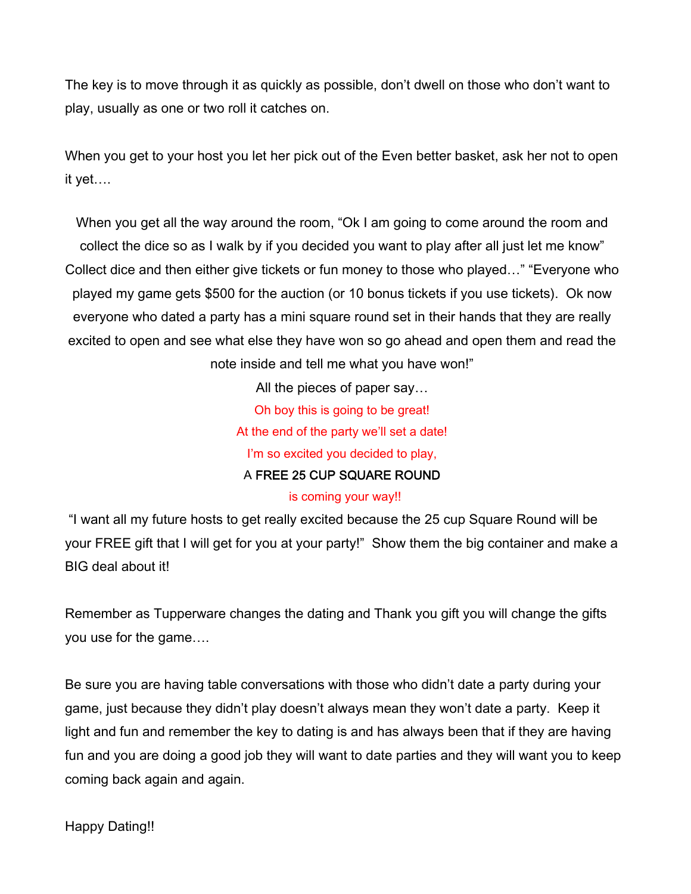The key is to move through it as quickly as possible, don't dwell on those who don't want to play, usually as one or two roll it catches on.

When you get to your host you let her pick out of the Even better basket, ask her not to open it yet….

When you get all the way around the room, "Ok I am going to come around the room and collect the dice so as I walk by if you decided you want to play after all just let me know" Collect dice and then either give tickets or fun money to those who played…" "Everyone who played my game gets $500 for the auction (or 10 bonus tickets if you use tickets). Ok now everyone who dated a party has a mini square round set in their hands that they are really excited to open and see what else they have won so go ahead and open them and read the note inside and tell me what you have won!"

All the pieces of paper say…

Oh boy this is going to be great!
At the end of the party we'll set a date!
I'm so excited you decided to play,
A **FREE 25 CUP SQUARE ROUND**
is coming your way!!

"I want all my future hosts to get really excited because the 25 cup Square Round will be your FREE gift that I will get for you at your party!" Show them the big container and make a BIG deal about it!

Remember as Tupperware changes the dating and Thank you gift you will change the gifts you use for the game….

Be sure you are having table conversations with those who didn't date a party during your game, just because they didn't play doesn't always mean they won't date a party. Keep it light and fun and remember the key to dating is and has always been that if they are having fun and you are doing a good job they will want to date parties and they will want you to keep coming back again and again.

Happy Dating!!